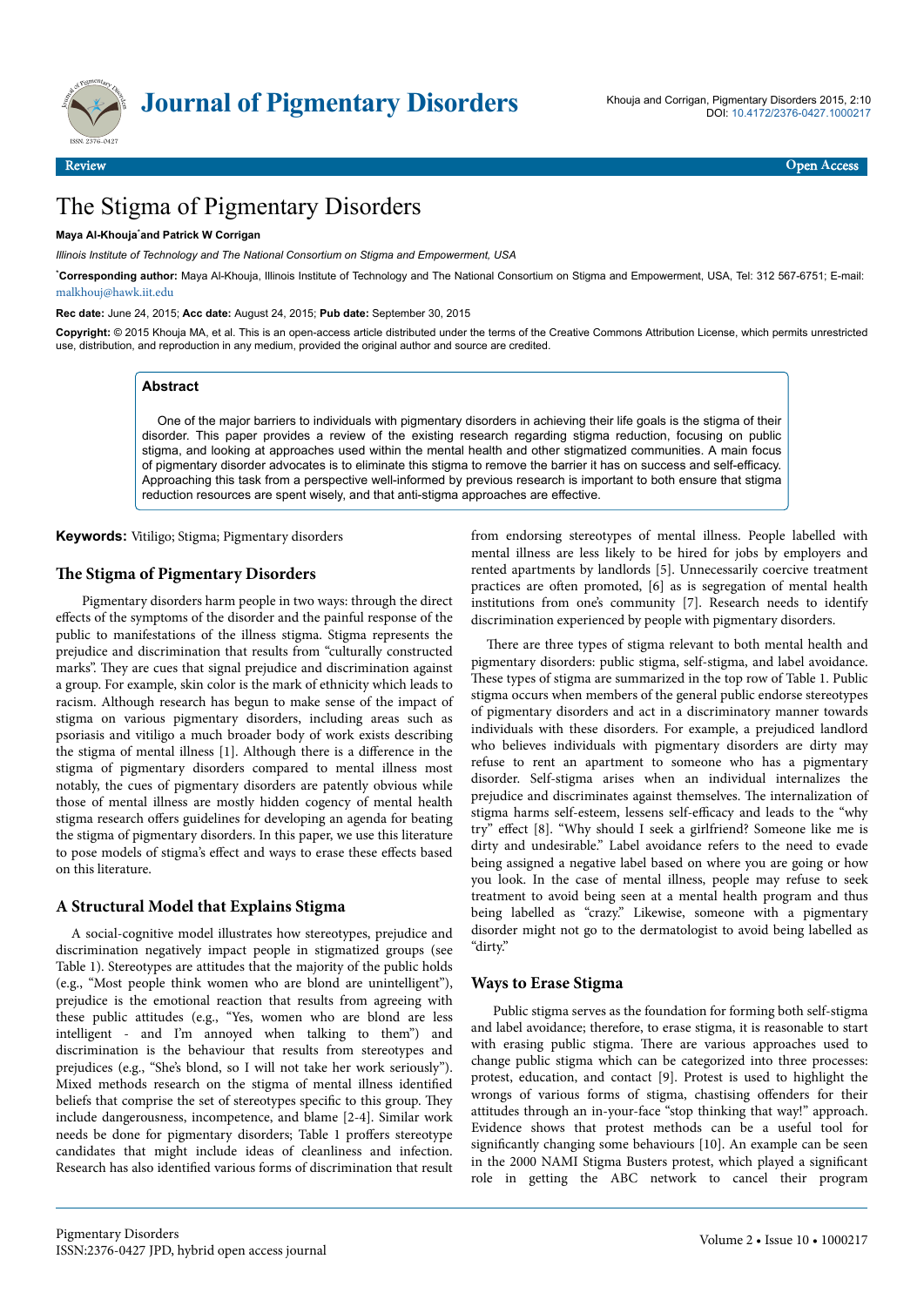Review Open Access

# The Stigma of Pigmentary Disorders

**Maya Al-Khouja*and Patrick W Corrigan**

*Illinois Institute of Technology and The National Consortium on Stigma and Empowerment, USA*

***Corresponding author:** Maya Al-Khouja, Illinois Institute of Technology and The National Consortium on Stigma and Empowerment, USA, Tel: 312 567-6751; E-mail: malkhouj@hawk.iit.edu

**Rec date:** June 24, 2015; **Acc date:** August 24, 2015; **Pub date:** September 30, 2015

**Copyright:** © 2015 Khouja MA, et al. This is an open-access article distributed under the terms of the Creative Commons Attribution License, which permits unrestricted use, distribution, and reproduction in any medium, provided the original author and source are credited.

## Abstract

One of the major barriers to individuals with pigmentary disorders in achieving their life goals is the stigma of their disorder. This paper provides a review of the existing research regarding stigma reduction, focusing on public stigma, and looking at approaches used within the mental health and other stigmatized communities. A main focus of pigmentary disorder advocates is to eliminate this stigma to remove the barrier it has on success and self-efficacy. Approaching this task from a perspective well-informed by previous research is important to both ensure that stigma reduction resources are spent wisely, and that anti-stigma approaches are effective.

**Keywords:** Vitiligo; Stigma; Pigmentary disorders

## The Stigma of Pigmentary Disorders

Pigmentary disorders harm people in two ways: through the direct effects of the symptoms of the disorder and the painful response of the public to manifestations of the illness stigma. Stigma represents the prejudice and discrimination that results from "culturally constructed marks". They are cues that signal prejudice and discrimination against a group. For example, skin color is the mark of ethnicity which leads to racism. Although research has begun to make sense of the impact of stigma on various pigmentary disorders, including areas such as psoriasis and vitiligo a much broader body of work exists describing the stigma of mental illness [1]. Although there is a difference in the stigma of pigmentary disorders compared to mental illness most notably, the cues of pigmentary disorders are patently obvious while those of mental illness are mostly hidden cogency of mental health stigma research offers guidelines for developing an agenda for beating the stigma of pigmentary disorders. In this paper, we use this literature to pose models of stigma's effect and ways to erase these effects based on this literature.

## A Structural Model that Explains Stigma

A social-cognitive model illustrates how stereotypes, prejudice and discrimination negatively impact people in stigmatized groups (see Table 1). Stereotypes are attitudes that the majority of the public holds (e.g., "Most people think women who are blond are unintelligent"), prejudice is the emotional reaction that results from agreeing with these public attitudes (e.g., "Yes, women who are blond are less intelligent - and I'm annoyed when talking to them") and discrimination is the behaviour that results from stereotypes and prejudices (e.g., "She's blond, so I will not take her work seriously"). Mixed methods research on the stigma of mental illness identified beliefs that comprise the set of stereotypes specific to this group. They include dangerousness, incompetence, and blame [2-4]. Similar work needs be done for pigmentary disorders; Table 1 proffers stereotype candidates that might include ideas of cleanliness and infection. Research has also identified various forms of discrimination that result from endorsing stereotypes of mental illness. People labelled with mental illness are less likely to be hired for jobs by employers and rented apartments by landlords [5]. Unnecessarily coercive treatment practices are often promoted, [6] as is segregation of mental health institutions from one's community [7]. Research needs to identify discrimination experienced by people with pigmentary disorders.

There are three types of stigma relevant to both mental health and pigmentary disorders: public stigma, self-stigma, and label avoidance. These types of stigma are summarized in the top row of Table 1. Public stigma occurs when members of the general public endorse stereotypes of pigmentary disorders and act in a discriminatory manner towards individuals with these disorders. For example, a prejudiced landlord who believes individuals with pigmentary disorders are dirty may refuse to rent an apartment to someone who has a pigmentary disorder. Self-stigma arises when an individual internalizes the prejudice and discriminates against themselves. The internalization of stigma harms self-esteem, lessens self-efficacy and leads to the "why try" effect [8]. "Why should I seek a girlfriend? Someone like me is dirty and undesirable." Label avoidance refers to the need to evade being assigned a negative label based on where you are going or how you look. In the case of mental illness, people may refuse to seek treatment to avoid being seen at a mental health program and thus being labelled as "crazy." Likewise, someone with a pigmentary disorder might not go to the dermatologist to avoid being labelled as "dirty."

## Ways to Erase Stigma

Public stigma serves as the foundation for forming both self-stigma and label avoidance; therefore, to erase stigma, it is reasonable to start with erasing public stigma. There are various approaches used to change public stigma which can be categorized into three processes: protest, education, and contact [9]. Protest is used to highlight the wrongs of various forms of stigma, chastising offenders for their attitudes through an in-your-face "stop thinking that way!" approach. Evidence shows that protest methods can be a useful tool for significantly changing some behaviours [10]. An example can be seen in the 2000 NAMI Stigma Busters protest, which played a significant role in getting the ABC network to cancel their program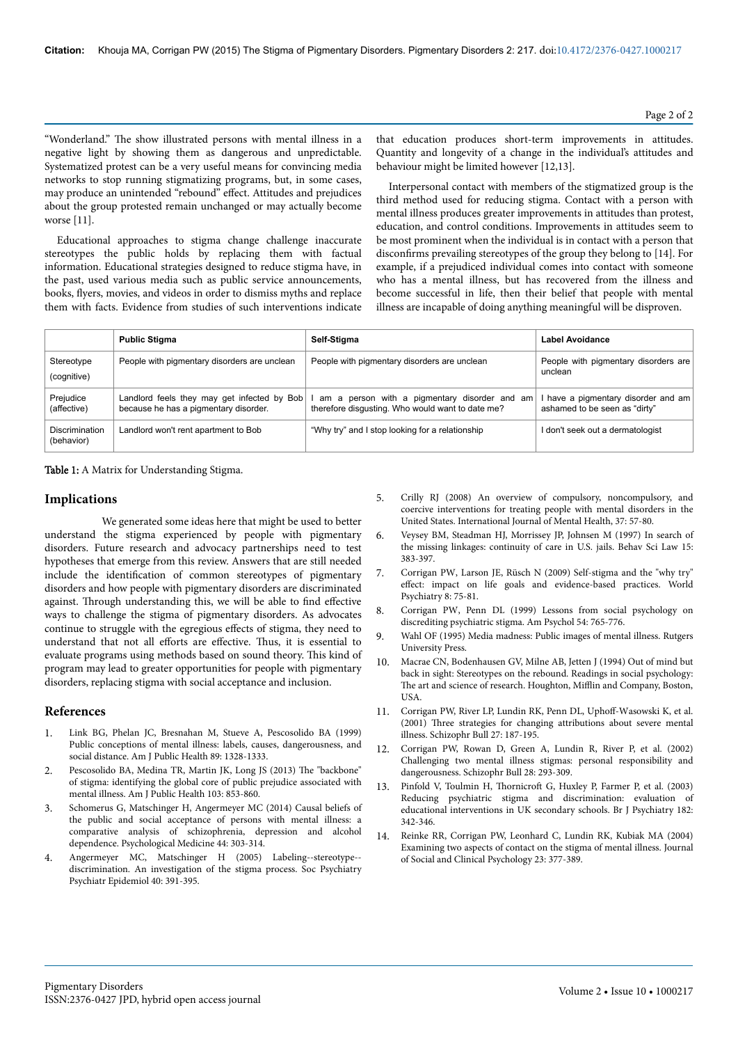"Wonderland." The show illustrated persons with mental illness in a negative light by showing them as dangerous and unpredictable. Systematized protest can be a very useful means for convincing media networks to stop running stigmatizing programs, but, in some cases, may produce an unintended "rebound" effect. Attitudes and prejudices about the group protested remain unchanged or may actually become worse [11].

Educational approaches to stigma change challenge inaccurate stereotypes the public holds by replacing them with factual information. Educational strategies designed to reduce stigma have, in the past, used various media such as public service announcements, books, flyers, movies, and videos in order to dismiss myths and replace them with facts. Evidence from studies of such interventions indicate that education produces short-term improvements in attitudes. Quantity and longevity of a change in the individual's attitudes and behaviour might be limited however [12,13].

Interpersonal contact with members of the stigmatized group is the third method used for reducing stigma. Contact with a person with mental illness produces greater improvements in attitudes than protest, education, and control conditions. Improvements in attitudes seem to be most prominent when the individual is in contact with a person that disconfirms prevailing stereotypes of the group they belong to [14]. For example, if a prejudiced individual comes into contact with someone who has a mental illness, but has recovered from the illness and become successful in life, then their belief that people with mental illness are incapable of doing anything meaningful will be disproven.

| | Public Stigma | Self-Stigma | Label Avoidance |
|---|---|---|---|
| Stereotype (cognitive) | People with pigmentary disorders are unclean | People with pigmentary disorders are unclean | People with pigmentary disorders are unclean |
| Prejudice (affective) | Landlord feels they may get infected by Bob because he has a pigmentary disorder. | I am a person with a pigmentary disorder and am therefore disgusting. Who would want to date me? | I have a pigmentary disorder and am ashamed to be seen as "dirty" |
| Discrimination (behavior) | Landlord won't rent apartment to Bob | "Why try" and I stop looking for a relationship | I don't seek out a dermatologist |

**Table 1:** A Matrix for Understanding Stigma.

## Implications

We generated some ideas here that might be used to better understand the stigma experienced by people with pigmentary disorders. Future research and advocacy partnerships need to test hypotheses that emerge from this review. Answers that are still needed include the identification of common stereotypes of pigmentary disorders and how people with pigmentary disorders are discriminated against. Through understanding this, we will be able to find effective ways to challenge the stigma of pigmentary disorders. As advocates continue to struggle with the egregious effects of stigma, they need to understand that not all efforts are effective. Thus, it is essential to evaluate programs using methods based on sound theory. This kind of program may lead to greater opportunities for people with pigmentary disorders, replacing stigma with social acceptance and inclusion.

## References

1. Link BG, Phelan JC, Bresnahan M, Stueve A, Pescosolido BA (1999) Public conceptions of mental illness: labels, causes, dangerousness, and social distance. Am J Public Health 89: 1328-1333.
2. Pescosolido BA, Medina TR, Martin JK, Long JS (2013) The "backbone" of stigma: identifying the global core of public prejudice associated with mental illness. Am J Public Health 103: 853-860.
3. Schomerus G, Matschinger H, Angermeyer MC (2014) Causal beliefs of the public and social acceptance of persons with mental illness: a comparative analysis of schizophrenia, depression and alcohol dependence. Psychological Medicine 44: 303-314.
4. Angermeyer MC, Matschinger H (2005) Labeling--stereotype--discrimination. An investigation of the stigma process. Soc Psychiatry Psychiatr Epidemiol 40: 391-395.
5. Crilly RJ (2008) An overview of compulsory, noncompulsory, and coercive interventions for treating people with mental disorders in the United States. International Journal of Mental Health, 37: 57-80.
6. Veysey BM, Steadman HJ, Morrissey JP, Johnsen M (1997) In search of the missing linkages: continuity of care in U.S. jails. Behav Sci Law 15: 383-397.
7. Corrigan PW, Larson JE, Rüsch N (2009) Self-stigma and the "why try" effect: impact on life goals and evidence-based practices. World Psychiatry 8: 75-81.
8. Corrigan PW, Penn DL (1999) Lessons from social psychology on discrediting psychiatric stigma. Am Psychol 54: 765-776.
9. Wahl OF (1995) Media madness: Public images of mental illness. Rutgers University Press.
10. Macrae CN, Bodenhausen GV, Milne AB, Jetten J (1994) Out of mind but back in sight: Stereotypes on the rebound. Readings in social psychology: The art and science of research. Houghton, Mifflin and Company, Boston, USA.
11. Corrigan PW, River LP, Lundin RK, Penn DL, Uphoff-Wasowski K, et al. (2001) Three strategies for changing attributions about severe mental illness. Schizophr Bull 27: 187-195.
12. Corrigan PW, Rowan D, Green A, Lundin R, River P, et al. (2002) Challenging two mental illness stigmas: personal responsibility and dangerousness. Schizophr Bull 28: 293-309.
13. Pinfold V, Toulmin H, Thornicroft G, Huxley P, Farmer P, et al. (2003) Reducing psychiatric stigma and discrimination: evaluation of educational interventions in UK secondary schools. Br J Psychiatry 182: 342-346.
14. Reinke RR, Corrigan PW, Leonhard C, Lundin RK, Kubiak MA (2004) Examining two aspects of contact on the stigma of mental illness. Journal of Social and Clinical Psychology 23: 377-389.